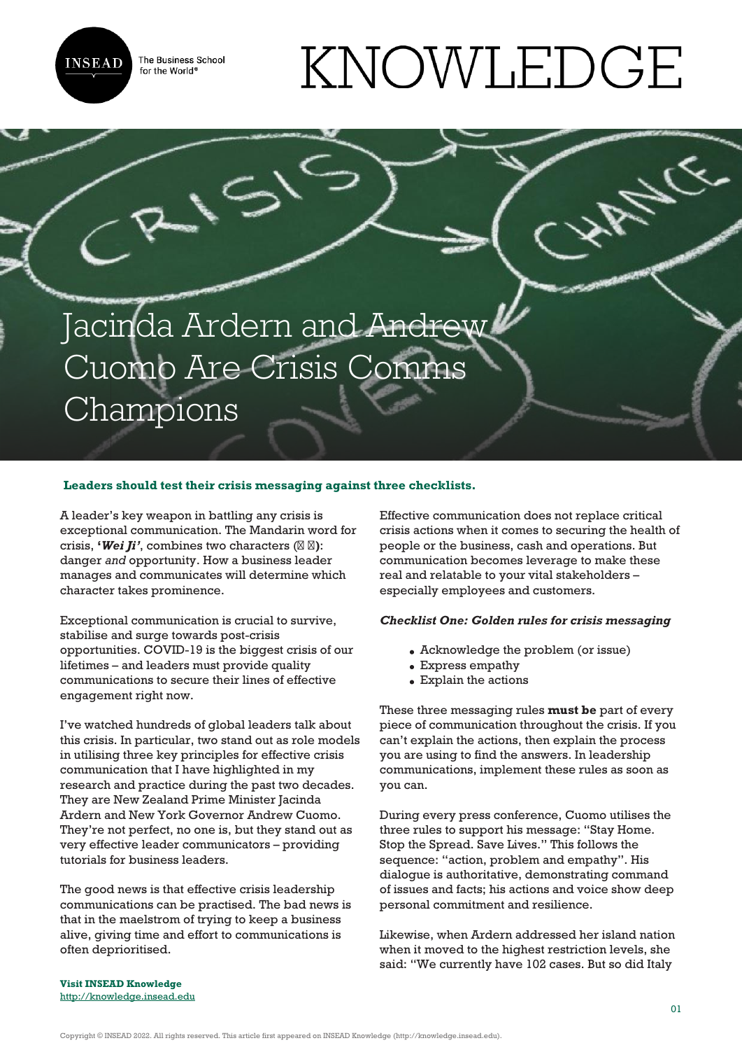# Jacinda Ardern and Andrew Cuomo Are Crisis Comms Champions

**Leaders should test their crisis messaging against three checklists.**

A leader's key weapon in battling any crisis is exceptional communication. The Mandarin word for crisis, ***'Wei Ji'***, combines two characters (**危 机**): danger *and* opportunity. How a business leader manages and communicates will determine which character takes prominence.

Exceptional communication is crucial to survive, stabilise and surge towards post-crisis opportunities. COVID-19 is the biggest crisis of our lifetimes – and leaders must provide quality communications to secure their lines of effective engagement right now.

I've watched hundreds of global leaders talk about this crisis. In particular, two stand out as role models in utilising three key principles for effective crisis communication that I have highlighted in my research and practice during the past two decades. They are New Zealand Prime Minister Jacinda Ardern and New York Governor Andrew Cuomo. They're not perfect, no one is, but they stand out as very effective leader communicators – providing tutorials for business leaders.

The good news is that effective crisis leadership communications can be practised. The bad news is that in the maelstrom of trying to keep a business alive, giving time and effort to communications is often deprioritised.

Effective communication does not replace critical crisis actions when it comes to securing the health of people or the business, cash and operations. But communication becomes leverage to make these real and relatable to your vital stakeholders – especially employees and customers.

***Checklist One: Golden rules for crisis messaging***

- Acknowledge the problem (or issue)
- Express empathy
- Explain the actions

These three messaging rules **must be** part of every piece of communication throughout the crisis. If you can't explain the actions, then explain the process you are using to find the answers. In leadership communications, implement these rules as soon as you can.

During every press conference, Cuomo utilises the three rules to support his message: "Stay Home. Stop the Spread. Save Lives." This follows the sequence: "action, problem and empathy". His dialogue is authoritative, demonstrating command of issues and facts; his actions and voice show deep personal commitment and resilience.

Likewise, when Ardern addressed her island nation when it moved to the highest restriction levels, she said: "We currently have 102 cases. But so did Italy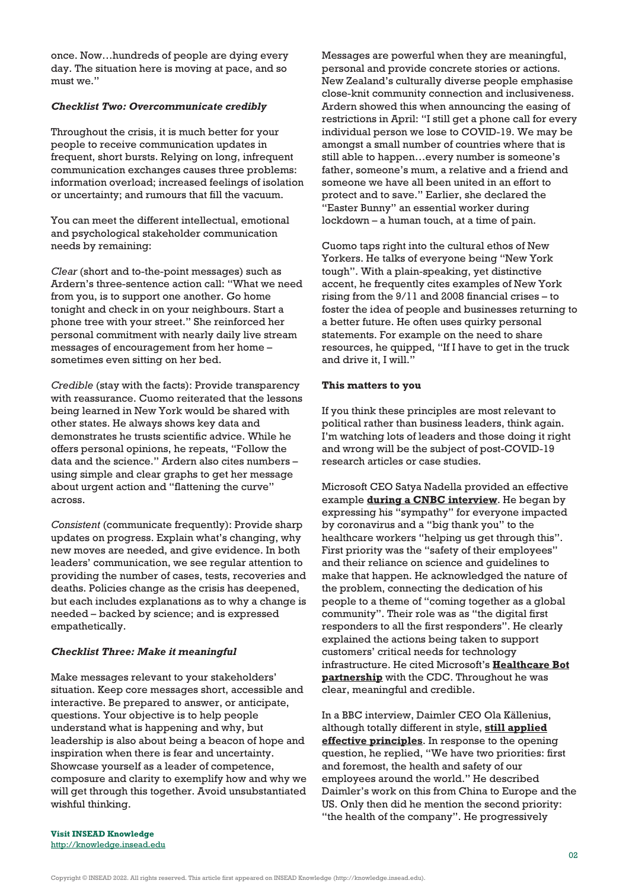once. Now…hundreds of people are dying every day. The situation here is moving at pace, and so must we."

***Checklist Two: Overcommunicate credibly***

Throughout the crisis, it is much better for your people to receive communication updates in frequent, short bursts. Relying on long, infrequent communication exchanges causes three problems: information overload; increased feelings of isolation or uncertainty; and rumours that fill the vacuum.

You can meet the different intellectual, emotional and psychological stakeholder communication needs by remaining:

*Clear* (short and to-the-point messages) such as Ardern's three-sentence action call: "What we need from you, is to support one another. Go home tonight and check in on your neighbours. Start a phone tree with your street." She reinforced her personal commitment with nearly daily live stream messages of encouragement from her home – sometimes even sitting on her bed.

*Credible* (stay with the facts): Provide transparency with reassurance. Cuomo reiterated that the lessons being learned in New York would be shared with other states. He always shows key data and demonstrates he trusts scientific advice. While he offers personal opinions, he repeats, "Follow the data and the science." Ardern also cites numbers – using simple and clear graphs to get her message about urgent action and "flattening the curve" across.

*Consistent* (communicate frequently): Provide sharp updates on progress. Explain what's changing, why new moves are needed, and give evidence. In both leaders' communication, we see regular attention to providing the number of cases, tests, recoveries and deaths. Policies change as the crisis has deepened, but each includes explanations as to why a change is needed – backed by science; and is expressed empathetically.

***Checklist Three: Make it meaningful***

Make messages relevant to your stakeholders' situation. Keep core messages short, accessible and interactive. Be prepared to answer, or anticipate, questions. Your objective is to help people understand what is happening and why, but leadership is also about being a beacon of hope and inspiration when there is fear and uncertainty. Showcase yourself as a leader of competence, composure and clarity to exemplify how and why we will get through this together. Avoid unsubstantiated wishful thinking.

Messages are powerful when they are meaningful, personal and provide concrete stories or actions. New Zealand's culturally diverse people emphasise close-knit community connection and inclusiveness. Ardern showed this when announcing the easing of restrictions in April: "I still get a phone call for every individual person we lose to COVID-19. We may be amongst a small number of countries where that is still able to happen…every number is someone's father, someone's mum, a relative and a friend and someone we have all been united in an effort to protect and to save." Earlier, she declared the "Easter Bunny" an essential worker during lockdown – a human touch, at a time of pain.

Cuomo taps right into the cultural ethos of New Yorkers. He talks of everyone being "New York tough". With a plain-speaking, yet distinctive accent, he frequently cites examples of New York rising from the 9/11 and 2008 financial crises – to foster the idea of people and businesses returning to a better future. He often uses quirky personal statements. For example on the need to share resources, he quipped, "If I have to get in the truck and drive it, I will."

**This matters to you**

If you think these principles are most relevant to political rather than business leaders, think again. I'm watching lots of leaders and those doing it right and wrong will be the subject of post-COVID-19 research articles or case studies.

Microsoft CEO Satya Nadella provided an effective example **during a CNBC interview**. He began by expressing his "sympathy" for everyone impacted by coronavirus and a "big thank you" to the healthcare workers "helping us get through this". First priority was the "safety of their employees" and their reliance on science and guidelines to make that happen. He acknowledged the nature of the problem, connecting the dedication of his people to a theme of "coming together as a global community". Their role was as "the digital first responders to all the first responders". He clearly explained the actions being taken to support customers' critical needs for technology infrastructure. He cited Microsoft's **Healthcare Bot partnership** with the CDC. Throughout he was clear, meaningful and credible.

In a BBC interview, Daimler CEO Ola Källenius, although totally different in style, **still applied effective principles**. In response to the opening question, he replied, "We have two priorities: first and foremost, the health and safety of our employees around the world." He described Daimler's work on this from China to Europe and the US. Only then did he mention the second priority: "the health of the company". He progressively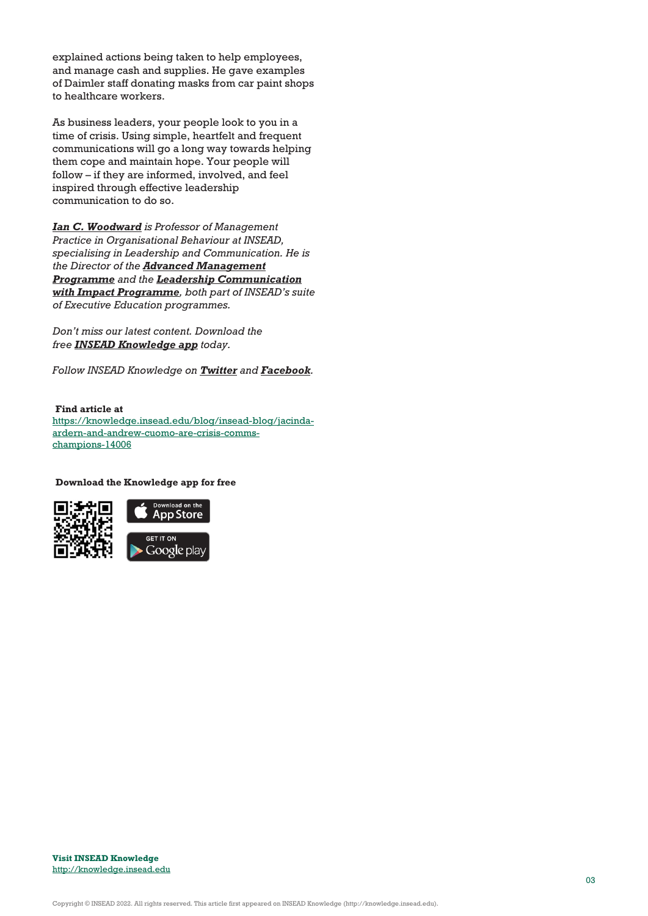explained actions being taken to help employees, and manage cash and supplies. He gave examples of Daimler staff donating masks from car paint shops to healthcare workers.

As business leaders, your people look to you in a time of crisis. Using simple, heartfelt and frequent communications will go a long way towards helping them cope and maintain hope. Your people will follow – if they are informed, involved, and feel inspired through effective leadership communication to do so.

***Ian C. Woodward*** *is Professor of Management Practice in Organisational Behaviour at INSEAD, specialising in Leadership and Communication. He is the Director of the* ***Advanced Management Programme*** *and the* ***Leadership Communication with Impact Programme****, both part of INSEAD's suite of Executive Education programmes.*

*Don't miss our latest content. Download the free* ***INSEAD Knowledge app*** *today.*

*Follow INSEAD Knowledge on* ***Twitter*** *and* ***Facebook****.*

**Find article at**
https://knowledge.insead.edu/blog/insead-blog/jacinda-ardern-and-andrew-cuomo-are-crisis-comms-champions-14006

**Download the Knowledge app for free**

Download on the App Store

GET IT ON Google play

**Visit INSEAD Knowledge**
http://knowledge.insead.edu

Copyright © INSEAD 2022. All rights reserved. This article first appeared on INSEAD Knowledge (http://knowledge.insead.edu).